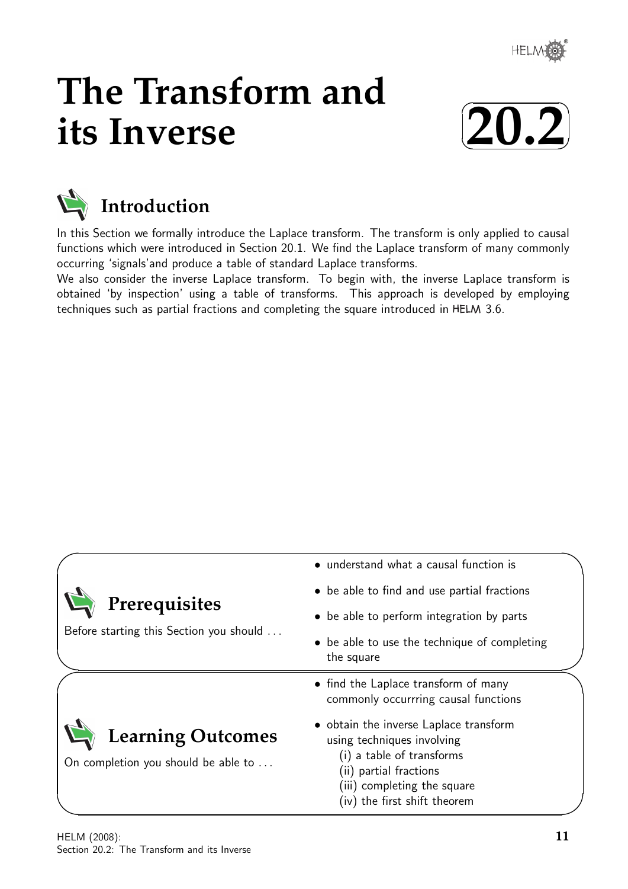# The Transform and its Inverse

# 20.2

## Introduction

In this Section we formally introduce the Laplace transform. The transform is only applied to causal functions which were introduced in Section 20.1. We find the Laplace transform of many commonly occurring 'signals'and produce a table of standard Laplace transforms.

We also consider the inverse Laplace transform. To begin with, the inverse Laplace transform is obtained 'by inspection' using a table of transforms. This approach is developed by employing techniques such as partial fractions and completing the square introduced in HELM 3.6.

## Prerequisites

Before starting this Section you should ...

- understand what a causal function is
- be able to find and use partial fractions
- be able to perform integration by parts
- be able to use the technique of completing the square

## Learning Outcomes

On completion you should be able to ...

- find the Laplace transform of many commonly occurrring causal functions
- obtain the inverse Laplace transform using techniques involving
  - (i) a table of transforms
  - (ii) partial fractions
  - (iii) completing the square
  - (iv) the first shift theorem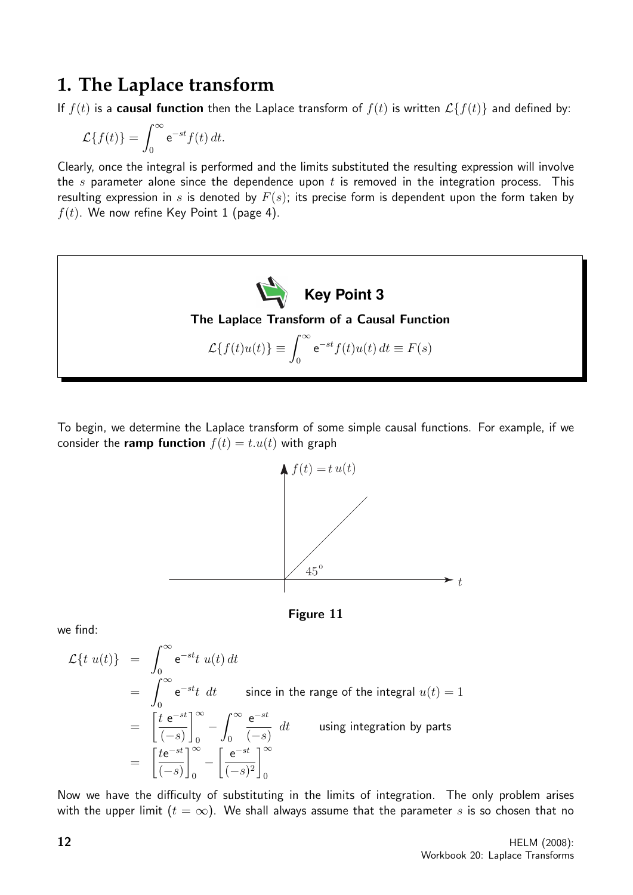# 1. The Laplace transform

If $f(t)$ is a **causal function** then the Laplace transform of $f(t)$ is written $\mathcal{L}\{f(t)\}$ and defined by:

$$\mathcal{L}\{f(t)\} = \int_0^\infty \mathrm{e}^{-st} f(t)\, dt.$$

Clearly, once the integral is performed and the limits substituted the resulting expression will involve the $s$ parameter alone since the dependence upon $t$ is removed in the integration process. This resulting expression in $s$ is denoted by $F(s)$; its precise form is dependent upon the form taken by $f(t)$. We now refine Key Point 1 (page 4).

**Key Point 3**

**The Laplace Transform of a Causal Function**

$$\mathcal{L}\{f(t)u(t)\} \equiv \int_0^\infty \mathrm{e}^{-st} f(t)u(t)\, dt \equiv F(s)$$

To begin, we determine the Laplace transform of some simple causal functions. For example, if we consider the **ramp function** $f(t) = t.u(t)$ with graph

**Figure 11**

we find:

$$\begin{aligned}
\mathcal{L}\{t\ u(t)\} &= \int_0^\infty \mathrm{e}^{-st} t\ u(t)\, dt \\
&= \int_0^\infty \mathrm{e}^{-st} t\ \ dt \qquad \text{since in the range of the integral } u(t) = 1 \\
&= \left[\frac{t\ \mathrm{e}^{-st}}{(-s)}\right]_0^\infty - \int_0^\infty \frac{\mathrm{e}^{-st}}{(-s)}\ \ dt \qquad \text{using integration by parts} \\
&= \left[\frac{t\mathrm{e}^{-st}}{(-s)}\right]_0^\infty - \left[\frac{\mathrm{e}^{-st}}{(-s)^2}\right]_0^\infty
\end{aligned}$$

Now we have the difficulty of substituting in the limits of integration. The only problem arises with the upper limit ($t = \infty$). We shall always assume that the parameter $s$ is so chosen that no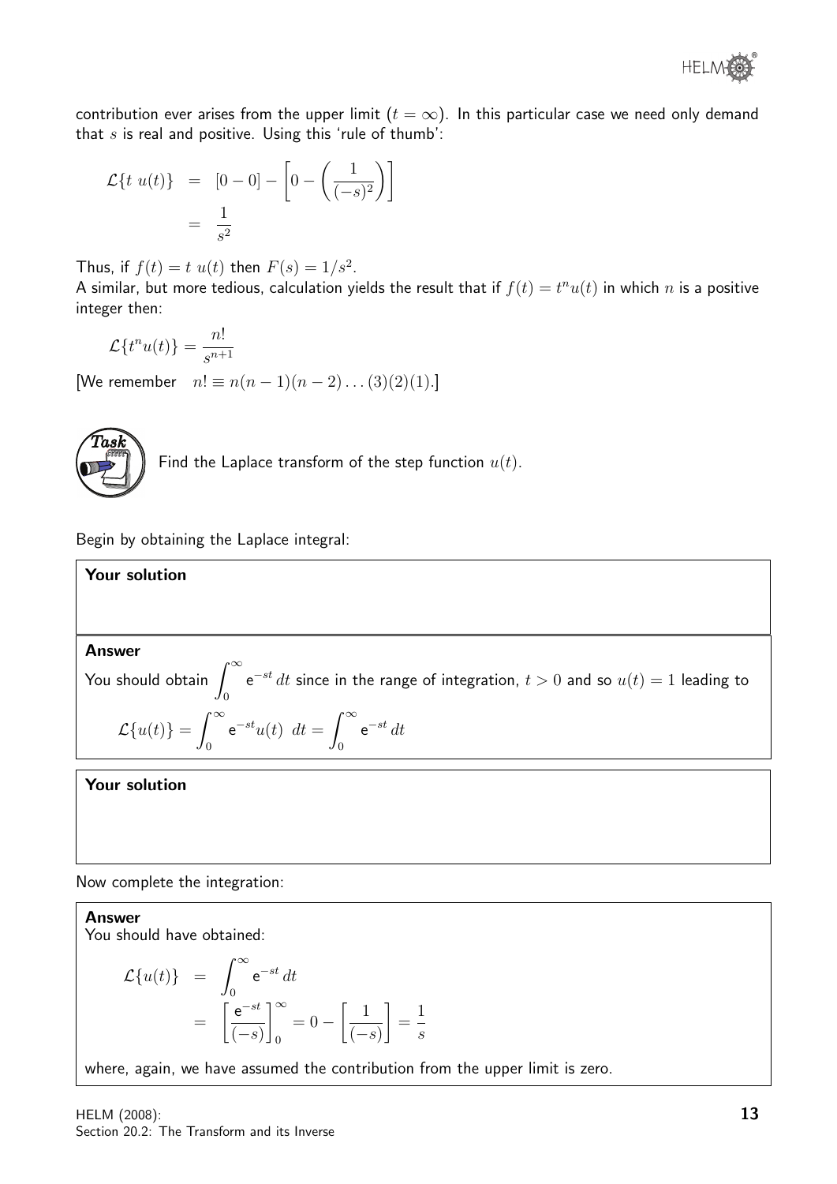contribution ever arises from the upper limit ($t = \infty$). In this particular case we need only demand that $s$ is real and positive. Using this 'rule of thumb':

$$\begin{aligned}
\mathcal{L}\{t\ u(t)\} &= [0-0] - \left[0 - \left(\frac{1}{(-s)^2}\right)\right] \\
&= \frac{1}{s^2}
\end{aligned}$$

Thus, if $f(t) = t\ u(t)$ then $F(s) = 1/s^2$.

A similar, but more tedious, calculation yields the result that if $f(t) = t^n u(t)$ in which $n$ is a positive integer then:

$$\mathcal{L}\{t^n u(t)\} = \frac{n!}{s^{n+1}}$$

[We remember $\quad n! \equiv n(n-1)(n-2)\ldots(3)(2)(1)$.]

**Task**

Find the Laplace transform of the step function $u(t)$.

Begin by obtaining the Laplace integral:

**Your solution**

**Answer**

You should obtain $\displaystyle\int_0^\infty e^{-st}\,dt$ since in the range of integration, $t > 0$ and so $u(t) = 1$ leading to

$$\mathcal{L}\{u(t)\} = \int_0^\infty e^{-st} u(t)\ dt = \int_0^\infty e^{-st}\,dt$$

**Your solution**

Now complete the integration:

**Answer**

You should have obtained:

$$\begin{aligned}
\mathcal{L}\{u(t)\} &= \int_0^\infty e^{-st}\,dt \\
&= \left[\frac{e^{-st}}{(-s)}\right]_0^\infty = 0 - \left[\frac{1}{(-s)}\right] = \frac{1}{s}
\end{aligned}$$

where, again, we have assumed the contribution from the upper limit is zero.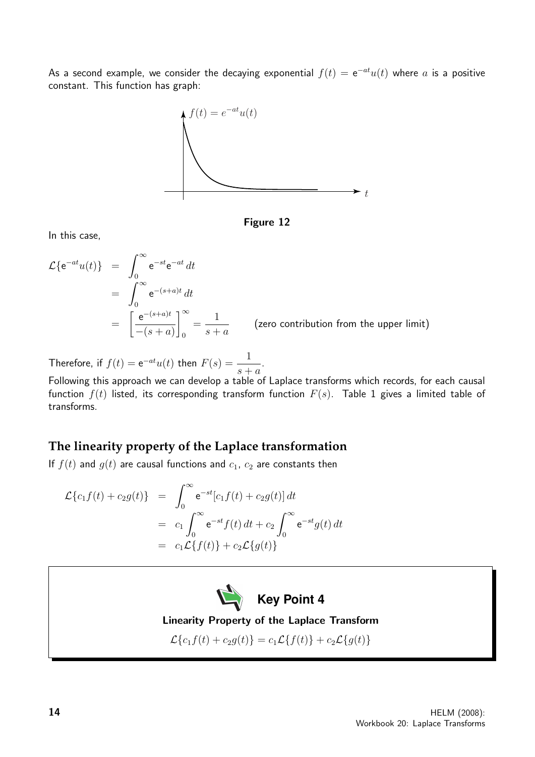As a second example, we consider the decaying exponential $f(t) = \mathrm{e}^{-at}u(t)$ where $a$ is a positive constant. This function has graph:

Figure 12

In this case,

$$
\begin{aligned}
\mathcal{L}\{\mathrm{e}^{-at}u(t)\} &= \int_0^\infty \mathrm{e}^{-st}\mathrm{e}^{-at}\,dt \\
&= \int_0^\infty \mathrm{e}^{-(s+a)t}\,dt \\
&= \left[\frac{\mathrm{e}^{-(s+a)t}}{-(s+a)}\right]_0^\infty = \frac{1}{s+a} \qquad \text{(zero contribution from the upper limit)}
\end{aligned}
$$

Therefore, if $f(t) = \mathrm{e}^{-at}u(t)$ then $F(s) = \dfrac{1}{s+a}$.

Following this approach we can develop a table of Laplace transforms which records, for each causal function $f(t)$ listed, its corresponding transform function $F(s)$. Table 1 gives a limited table of transforms.

## The linearity property of the Laplace transformation

If $f(t)$ and $g(t)$ are causal functions and $c_1$, $c_2$ are constants then

$$
\begin{aligned}
\mathcal{L}\{c_1 f(t) + c_2 g(t)\} &= \int_0^\infty \mathrm{e}^{-st}[c_1 f(t) + c_2 g(t)]\,dt \\
&= c_1 \int_0^\infty \mathrm{e}^{-st} f(t)\,dt + c_2 \int_0^\infty \mathrm{e}^{-st} g(t)\,dt \\
&= c_1 \mathcal{L}\{f(t)\} + c_2 \mathcal{L}\{g(t)\}
\end{aligned}
$$

**Key Point 4**

**Linearity Property of the Laplace Transform**

$$\mathcal{L}\{c_1 f(t) + c_2 g(t)\} = c_1 \mathcal{L}\{f(t)\} + c_2 \mathcal{L}\{g(t)\}$$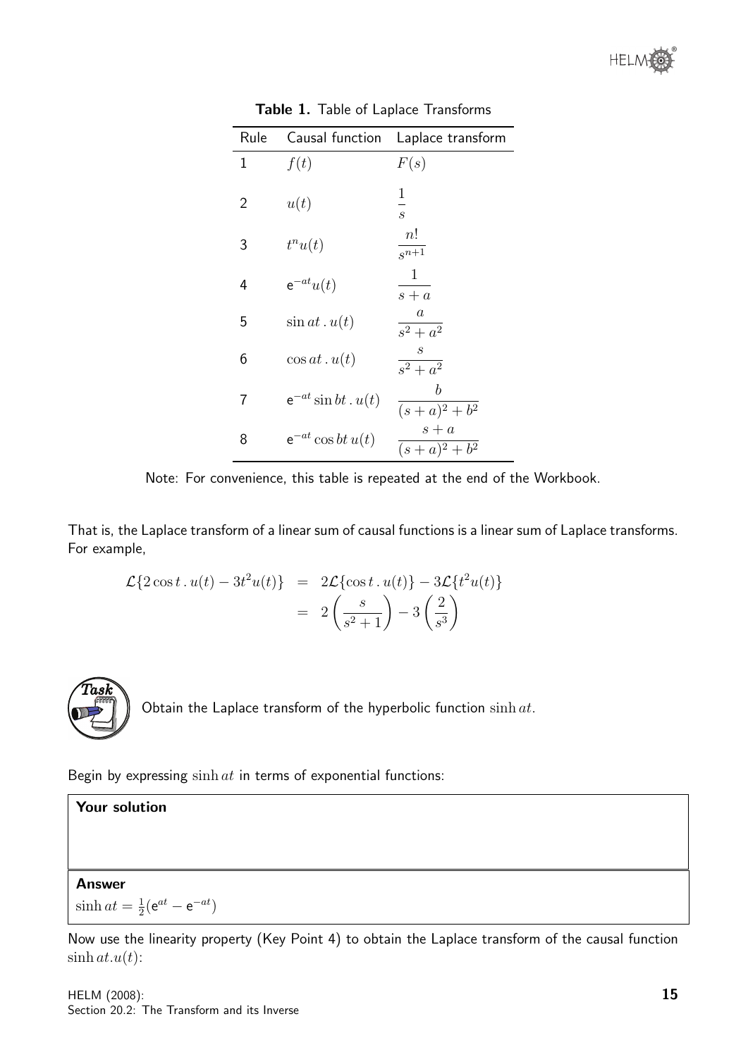**Table 1.** Table of Laplace Transforms

| Rule | Causal function | Laplace transform |
|---|---|---|
| 1 | $f(t)$ | $F(s)$ |
| 2 | $u(t)$ | $\dfrac{1}{s}$ |
| 3 | $t^n u(t)$ | $\dfrac{n!}{s^{n+1}}$ |
| 4 | $\mathrm{e}^{-at}u(t)$ | $\dfrac{1}{s+a}$ |
| 5 | $\sin at\,.\,u(t)$ | $\dfrac{a}{s^2+a^2}$ |
| 6 | $\cos at\,.\,u(t)$ | $\dfrac{s}{s^2+a^2}$ |
| 7 | $\mathrm{e}^{-at}\sin bt\,.\,u(t)$ | $\dfrac{b}{(s+a)^2+b^2}$ |
| 8 | $\mathrm{e}^{-at}\cos bt\,u(t)$ | $\dfrac{s+a}{(s+a)^2+b^2}$ |

Note: For convenience, this table is repeated at the end of the Workbook.

That is, the Laplace transform of a linear sum of causal functions is a linear sum of Laplace transforms. For example,

$$\begin{aligned}\mathcal{L}\{2\cos t\,.\,u(t) - 3t^2u(t)\} &= 2\mathcal{L}\{\cos t\,.\,u(t)\} - 3\mathcal{L}\{t^2u(t)\}\\ &= 2\left(\frac{s}{s^2+1}\right) - 3\left(\frac{2}{s^3}\right)\end{aligned}$$

**Task**

Obtain the Laplace transform of the hyperbolic function $\sinh at$.

Begin by expressing $\sinh at$ in terms of exponential functions:

**Your solution**

**Answer**

$\sinh at = \frac{1}{2}(\mathrm{e}^{at} - \mathrm{e}^{-at})$

Now use the linearity property (Key Point 4) to obtain the Laplace transform of the causal function $\sinh at.u(t)$: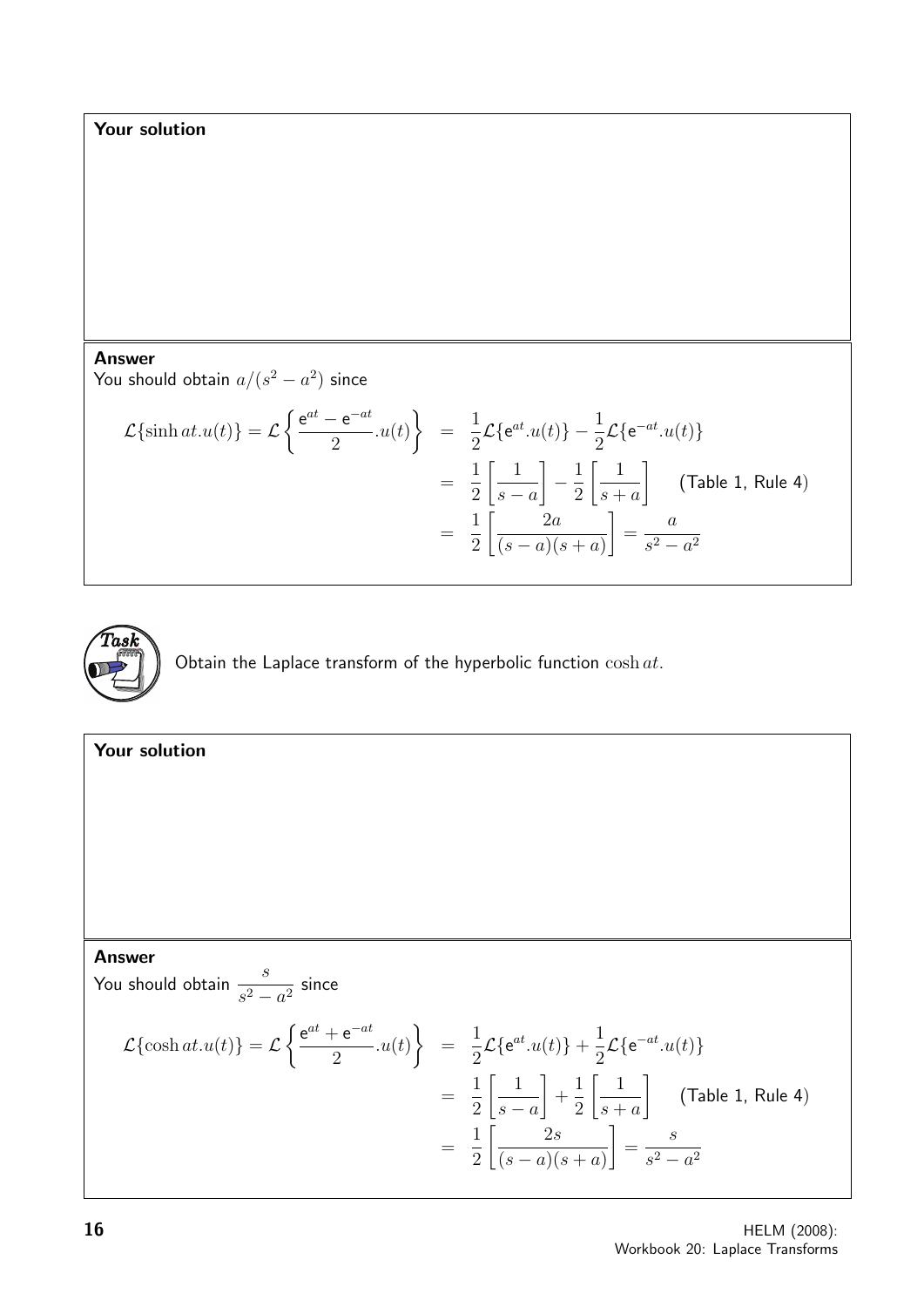**Your solution**

**Answer**

You should obtain $a/(s^2 - a^2)$ since

$$\mathcal{L}\{\sinh at.u(t)\} = \mathcal{L}\left\{\frac{\mathrm{e}^{at} - \mathrm{e}^{-at}}{2}.u(t)\right\} = \frac{1}{2}\mathcal{L}\{\mathrm{e}^{at}.u(t)\} - \frac{1}{2}\mathcal{L}\{\mathrm{e}^{-at}.u(t)\}$$

$$= \frac{1}{2}\left[\frac{1}{s-a}\right] - \frac{1}{2}\left[\frac{1}{s+a}\right] \quad \text{(Table 1, Rule 4)}$$

$$= \frac{1}{2}\left[\frac{2a}{(s-a)(s+a)}\right] = \frac{a}{s^2 - a^2}$$

**Task**

Obtain the Laplace transform of the hyperbolic function $\cosh at$.

**Your solution**

**Answer**

You should obtain $\dfrac{s}{s^2 - a^2}$ since

$$\mathcal{L}\{\cosh at.u(t)\} = \mathcal{L}\left\{\frac{\mathrm{e}^{at} + \mathrm{e}^{-at}}{2}.u(t)\right\} = \frac{1}{2}\mathcal{L}\{\mathrm{e}^{at}.u(t)\} + \frac{1}{2}\mathcal{L}\{\mathrm{e}^{-at}.u(t)\}$$

$$= \frac{1}{2}\left[\frac{1}{s-a}\right] + \frac{1}{2}\left[\frac{1}{s+a}\right] \quad \text{(Table 1, Rule 4)}$$

$$= \frac{1}{2}\left[\frac{2s}{(s-a)(s+a)}\right] = \frac{s}{s^2 - a^2}$$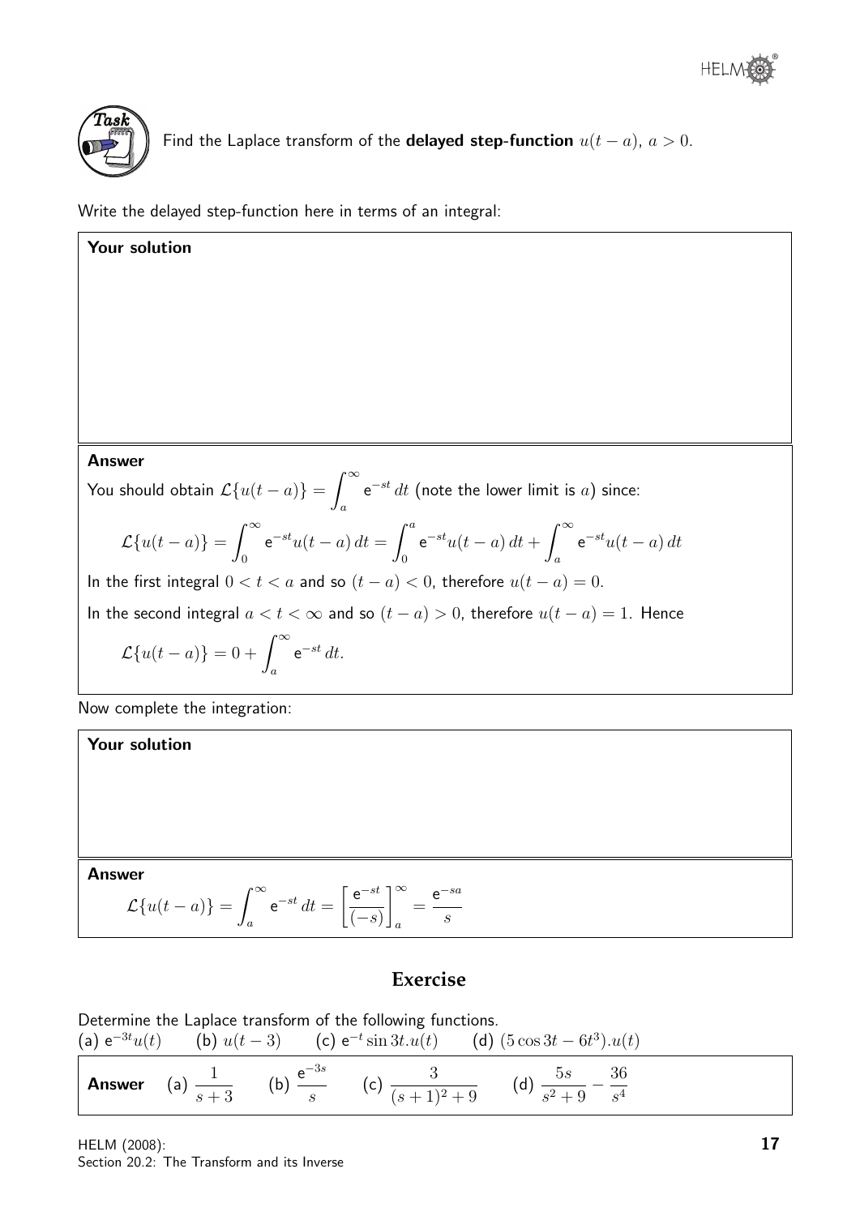**Task**

Find the Laplace transform of the **delayed step-function** $u(t-a)$, $a > 0$.

Write the delayed step-function here in terms of an integral:

**Your solution**

**Answer**

You should obtain $\mathcal{L}\{u(t-a)\} = \displaystyle\int_a^\infty e^{-st}\,dt$ (note the lower limit is $a$) since:

$$\mathcal{L}\{u(t-a)\} = \int_0^\infty e^{-st}u(t-a)\,dt = \int_0^a e^{-st}u(t-a)\,dt + \int_a^\infty e^{-st}u(t-a)\,dt$$

In the first integral $0 < t < a$ and so $(t-a) < 0$, therefore $u(t-a) = 0$.

In the second integral $a < t < \infty$ and so $(t-a) > 0$, therefore $u(t-a) = 1$. Hence

$$\mathcal{L}\{u(t-a)\} = 0 + \int_a^\infty e^{-st}\,dt.$$

Now complete the integration:

**Your solution**

**Answer**

$$\mathcal{L}\{u(t-a)\} = \int_a^\infty e^{-st}\,dt = \left[\frac{e^{-st}}{(-s)}\right]_a^\infty = \frac{e^{-sa}}{s}$$

## Exercise

Determine the Laplace transform of the following functions.

(a) $e^{-3t}u(t)$ (b) $u(t-3)$ (c) $e^{-t}\sin 3t.u(t)$ (d) $(5\cos 3t - 6t^3).u(t)$

**Answer** (a) $\dfrac{1}{s+3}$ (b) $\dfrac{e^{-3s}}{s}$ (c) $\dfrac{3}{(s+1)^2+9}$ (d) $\dfrac{5s}{s^2+9} - \dfrac{36}{s^4}$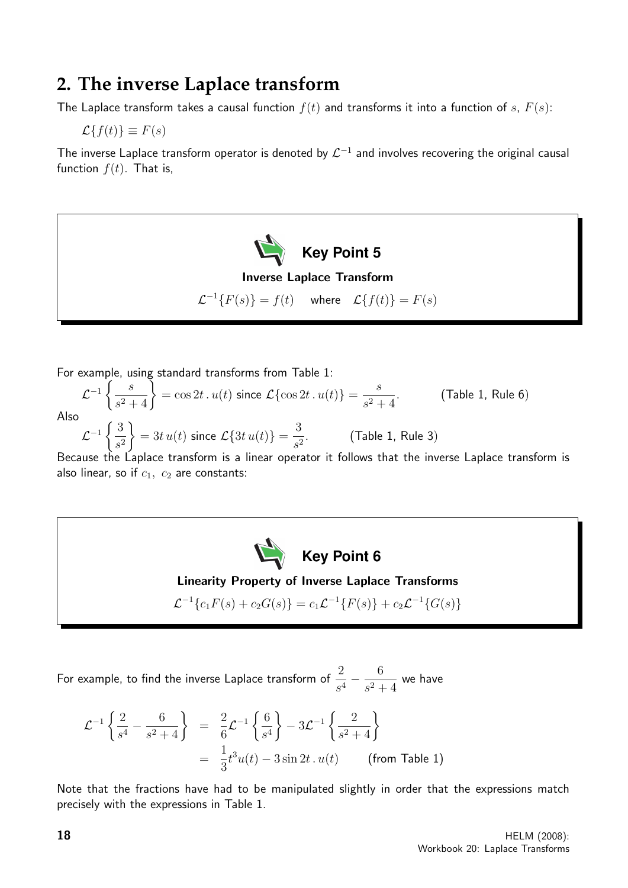## 2. The inverse Laplace transform

The Laplace transform takes a causal function $f(t)$ and transforms it into a function of $s$, $F(s)$:

$\mathcal{L}\{f(t)\} \equiv F(s)$

The inverse Laplace transform operator is denoted by $\mathcal{L}^{-1}$ and involves recovering the original causal function $f(t)$. That is,

> **Key Point 5**
>
> **Inverse Laplace Transform**
>
> $$\mathcal{L}^{-1}\{F(s)\} = f(t) \quad \text{where} \quad \mathcal{L}\{f(t)\} = F(s)$$

For example, using standard transforms from Table 1:

$$\mathcal{L}^{-1}\left\{\frac{s}{s^2+4}\right\} = \cos 2t \,.\, u(t) \text{ since } \mathcal{L}\{\cos 2t \,.\, u(t)\} = \frac{s}{s^2+4}. \qquad \text{(Table 1, Rule 6)}$$

Also

$$\mathcal{L}^{-1}\left\{\frac{3}{s^2}\right\} = 3t\, u(t) \text{ since } \mathcal{L}\{3t\, u(t)\} = \frac{3}{s^2}. \qquad \text{(Table 1, Rule 3)}$$

Because the Laplace transform is a linear operator it follows that the inverse Laplace transform is also linear, so if $c_1,\ c_2$ are constants:

> **Key Point 6**
>
> **Linearity Property of Inverse Laplace Transforms**
>
> $$\mathcal{L}^{-1}\{c_1 F(s) + c_2 G(s)\} = c_1 \mathcal{L}^{-1}\{F(s)\} + c_2 \mathcal{L}^{-1}\{G(s)\}$$

For example, to find the inverse Laplace transform of $\dfrac{2}{s^4} - \dfrac{6}{s^2+4}$ we have

$$\begin{aligned}
\mathcal{L}^{-1}\left\{\frac{2}{s^4} - \frac{6}{s^2+4}\right\} &= \frac{2}{6}\mathcal{L}^{-1}\left\{\frac{6}{s^4}\right\} - 3\mathcal{L}^{-1}\left\{\frac{2}{s^2+4}\right\} \\
&= \frac{1}{3}t^3 u(t) - 3\sin 2t \,.\, u(t) \qquad \text{(from Table 1)}
\end{aligned}$$

Note that the fractions have had to be manipulated slightly in order that the expressions match precisely with the expressions in Table 1.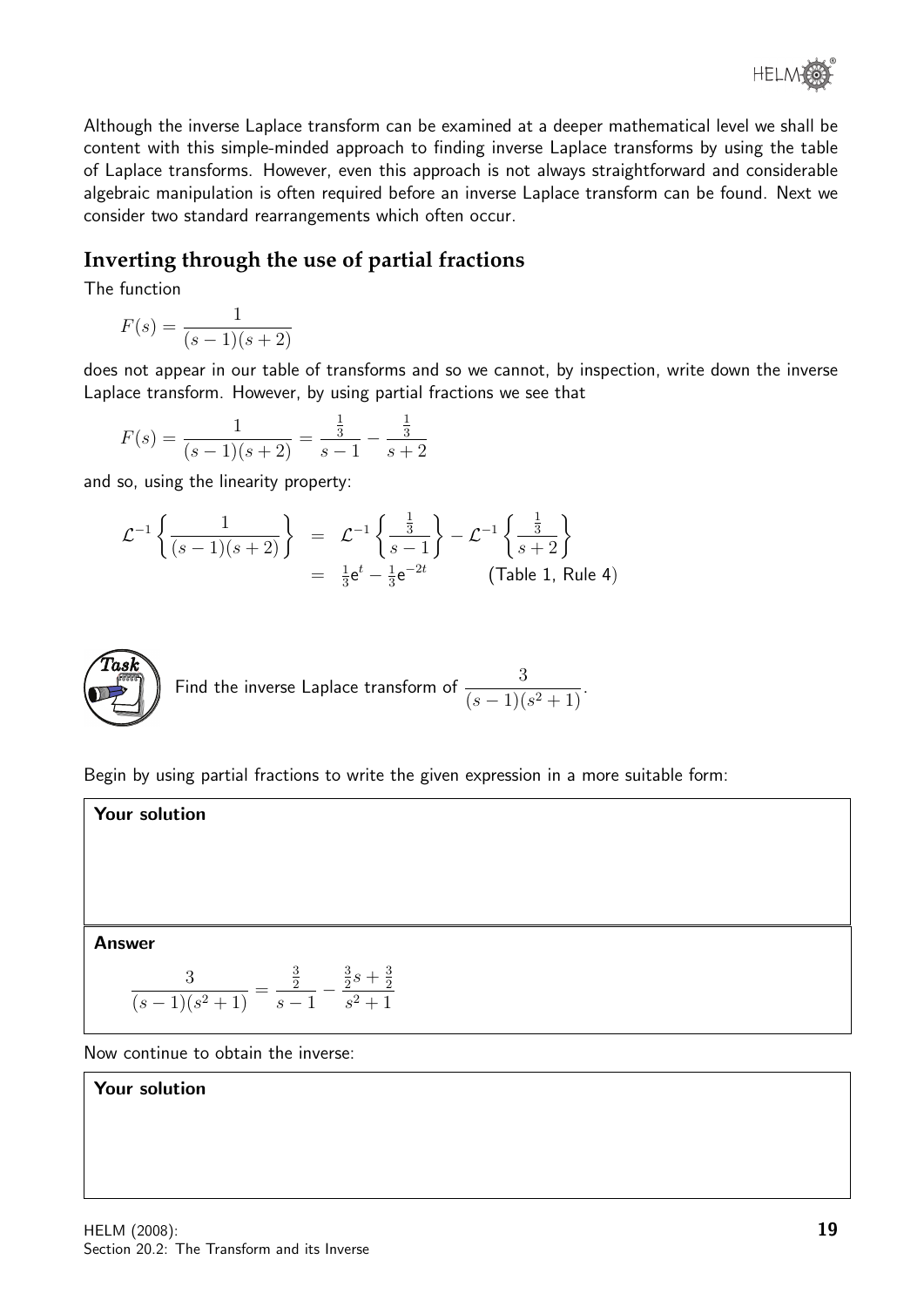Although the inverse Laplace transform can be examined at a deeper mathematical level we shall be content with this simple-minded approach to finding inverse Laplace transforms by using the table of Laplace transforms. However, even this approach is not always straightforward and considerable algebraic manipulation is often required before an inverse Laplace transform can be found. Next we consider two standard rearrangements which often occur.

## Inverting through the use of partial fractions

The function

$$F(s) = \frac{1}{(s-1)(s+2)}$$

does not appear in our table of transforms and so we cannot, by inspection, write down the inverse Laplace transform. However, by using partial fractions we see that

$$F(s) = \frac{1}{(s-1)(s+2)} = \frac{\frac{1}{3}}{s-1} - \frac{\frac{1}{3}}{s+2}$$

and so, using the linearity property:

$$\begin{aligned}
\mathcal{L}^{-1}\left\{\frac{1}{(s-1)(s+2)}\right\} &= \mathcal{L}^{-1}\left\{\frac{\frac{1}{3}}{s-1}\right\} - \mathcal{L}^{-1}\left\{\frac{\frac{1}{3}}{s+2}\right\} \\
&= \tfrac{1}{3}\mathrm{e}^{t} - \tfrac{1}{3}\mathrm{e}^{-2t} \qquad \text{(Table 1, Rule 4)}
\end{aligned}$$

**Task**

Find the inverse Laplace transform of $\dfrac{3}{(s-1)(s^2+1)}$.

Begin by using partial fractions to write the given expression in a more suitable form:

**Your solution**

**Answer**

$$\frac{3}{(s-1)(s^2+1)} = \frac{\frac{3}{2}}{s-1} - \frac{\frac{3}{2}s + \frac{3}{2}}{s^2+1}$$

Now continue to obtain the inverse:

**Your solution**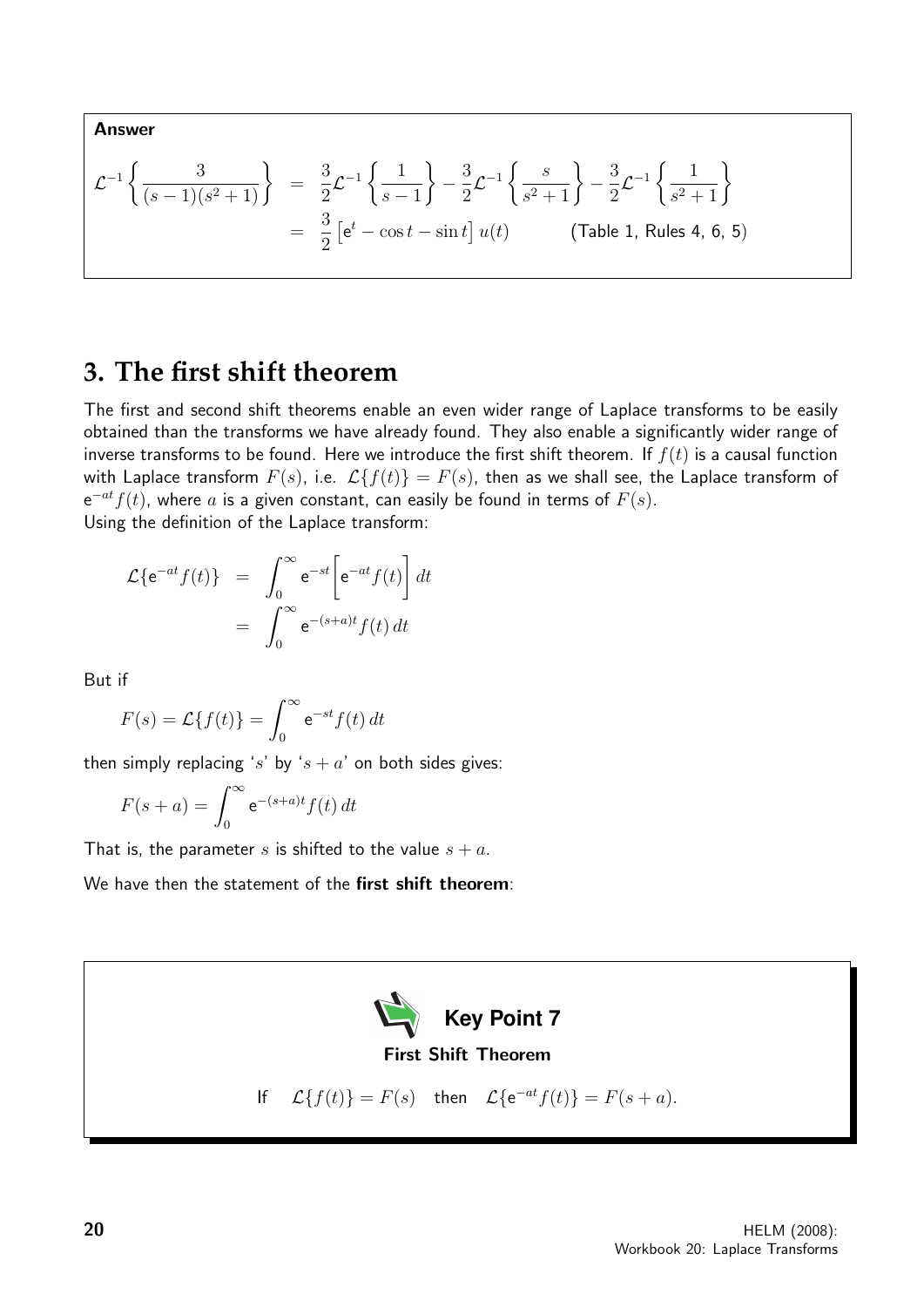**Answer**

$$\begin{aligned}
\mathcal{L}^{-1}\left\{\frac{3}{(s-1)(s^2+1)}\right\} &= \frac{3}{2}\mathcal{L}^{-1}\left\{\frac{1}{s-1}\right\} - \frac{3}{2}\mathcal{L}^{-1}\left\{\frac{s}{s^2+1}\right\} - \frac{3}{2}\mathcal{L}^{-1}\left\{\frac{1}{s^2+1}\right\} \\
&= \frac{3}{2}\left[\mathrm{e}^{t} - \cos t - \sin t\right] u(t) \qquad \text{(Table 1, Rules 4, 6, 5)}
\end{aligned}$$

## 3. The first shift theorem

The first and second shift theorems enable an even wider range of Laplace transforms to be easily obtained than the transforms we have already found. They also enable a significantly wider range of inverse transforms to be found. Here we introduce the first shift theorem. If $f(t)$ is a causal function with Laplace transform $F(s)$, i.e. $\mathcal{L}\{f(t)\} = F(s)$, then as we shall see, the Laplace transform of $\mathrm{e}^{-at}f(t)$, where $a$ is a given constant, can easily be found in terms of $F(s)$.
Using the definition of the Laplace transform:

$$\begin{aligned}
\mathcal{L}\{\mathrm{e}^{-at}f(t)\} &= \int_0^\infty \mathrm{e}^{-st}\left[\mathrm{e}^{-at}f(t)\right] dt \\
&= \int_0^\infty \mathrm{e}^{-(s+a)t}f(t)\, dt
\end{aligned}$$

But if

$$F(s) = \mathcal{L}\{f(t)\} = \int_0^\infty \mathrm{e}^{-st}f(t)\, dt$$

then simply replacing '$s$' by '$s + a$' on both sides gives:

$$F(s+a) = \int_0^\infty \mathrm{e}^{-(s+a)t}f(t)\, dt$$

That is, the parameter $s$ is shifted to the value $s + a$.

We have then the statement of the **first shift theorem**:

**Key Point 7**

**First Shift Theorem**

If $\quad \mathcal{L}\{f(t)\} = F(s) \quad$ then $\quad \mathcal{L}\{\mathrm{e}^{-at}f(t)\} = F(s+a).$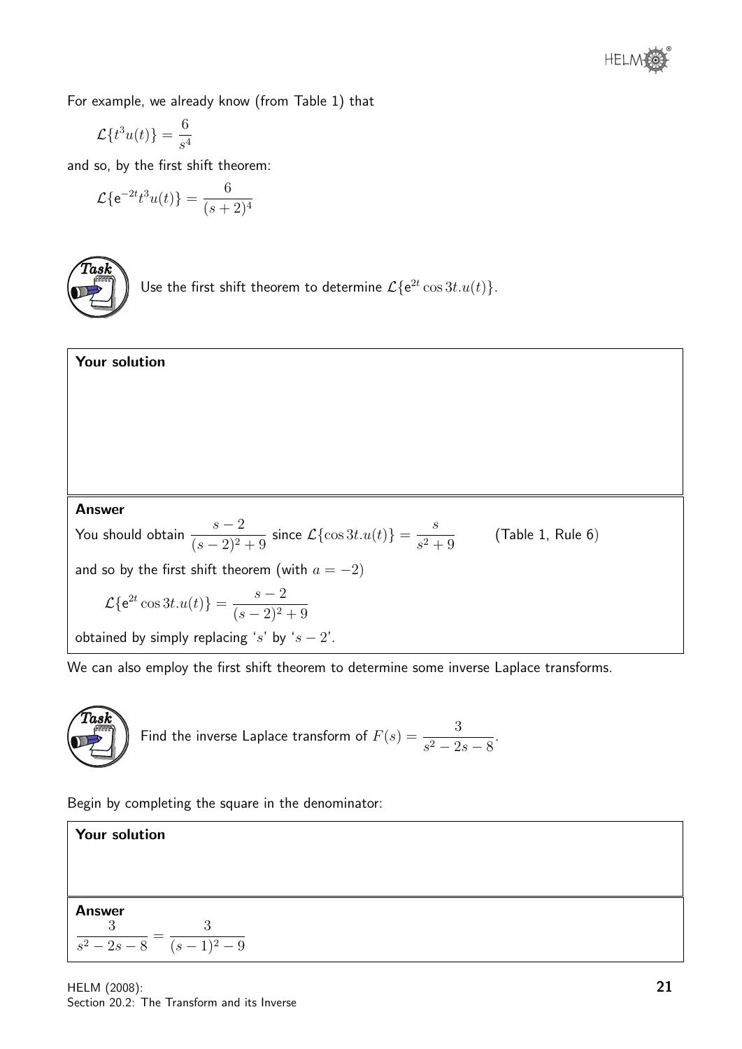For example, we already know (from Table 1) that

$$\mathcal{L}\{t^3u(t)\} = \frac{6}{s^4}$$

and so, by the first shift theorem:

$$\mathcal{L}\{e^{-2t}t^3u(t)\} = \frac{6}{(s+2)^4}$$

**Task**

Use the first shift theorem to determine $\mathcal{L}\{e^{2t}\cos 3t.u(t)\}$.

**Your solution**

**Answer**

You should obtain $\dfrac{s-2}{(s-2)^2+9}$ since $\mathcal{L}\{\cos 3t.u(t)\} = \dfrac{s}{s^2+9}$ (Table 1, Rule 6)

and so by the first shift theorem (with $a = -2$)

$$\mathcal{L}\{e^{2t}\cos 3t.u(t)\} = \frac{s-2}{(s-2)^2+9}$$

obtained by simply replacing '$s$' by '$s-2$'.

We can also employ the first shift theorem to determine some inverse Laplace transforms.

**Task**

Find the inverse Laplace transform of $F(s) = \dfrac{3}{s^2-2s-8}$.

Begin by completing the square in the denominator:

**Your solution**

**Answer**

$$\frac{3}{s^2-2s-8} = \frac{3}{(s-1)^2-9}$$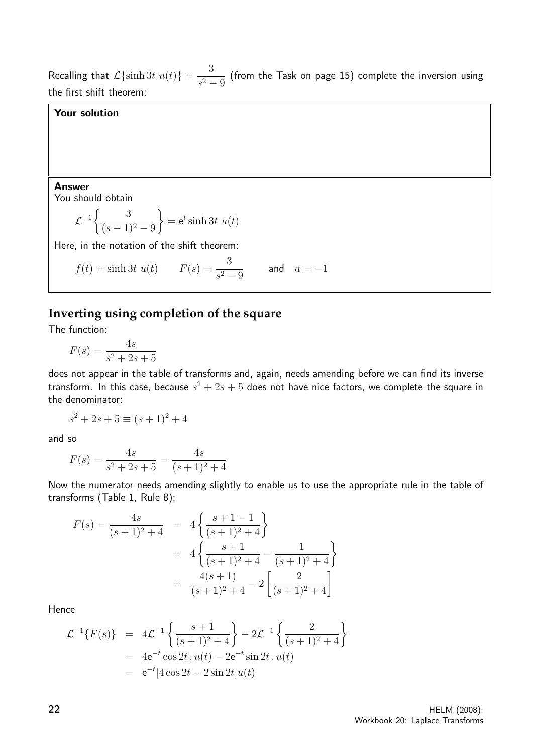Recalling that $\mathcal{L}\{\sinh 3t\ u(t)\} = \dfrac{3}{s^2-9}$ (from the Task on page 15) complete the inversion using the first shift theorem:

**Your solution**

**Answer**

You should obtain

$$\mathcal{L}^{-1}\left\{\frac{3}{(s-1)^2-9}\right\} = \mathrm{e}^t \sinh 3t\ u(t)$$

Here, in the notation of the shift theorem:

$$f(t) = \sinh 3t\ u(t) \qquad F(s) = \frac{3}{s^2-9} \qquad \text{and} \quad a = -1$$

## Inverting using completion of the square

The function:

$$F(s) = \frac{4s}{s^2+2s+5}$$

does not appear in the table of transforms and, again, needs amending before we can find its inverse transform. In this case, because $s^2+2s+5$ does not have nice factors, we complete the square in the denominator:

$$s^2+2s+5 \equiv (s+1)^2+4$$

and so

$$F(s) = \frac{4s}{s^2+2s+5} = \frac{4s}{(s+1)^2+4}$$

Now the numerator needs amending slightly to enable us to use the appropriate rule in the table of transforms (Table 1, Rule 8):

$$\begin{aligned}
F(s) = \frac{4s}{(s+1)^2+4} &= 4\left\{\frac{s+1-1}{(s+1)^2+4}\right\} \\
&= 4\left\{\frac{s+1}{(s+1)^2+4} - \frac{1}{(s+1)^2+4}\right\} \\
&= \frac{4(s+1)}{(s+1)^2+4} - 2\left[\frac{2}{(s+1)^2+4}\right]
\end{aligned}$$

Hence

$$\begin{aligned}
\mathcal{L}^{-1}\{F(s)\} &= 4\mathcal{L}^{-1}\left\{\frac{s+1}{(s+1)^2+4}\right\} - 2\mathcal{L}^{-1}\left\{\frac{2}{(s+1)^2+4}\right\} \\
&= 4\mathrm{e}^{-t}\cos 2t\,.\,u(t) - 2\mathrm{e}^{-t}\sin 2t\,.\,u(t) \\
&= \mathrm{e}^{-t}[4\cos 2t - 2\sin 2t]u(t)
\end{aligned}$$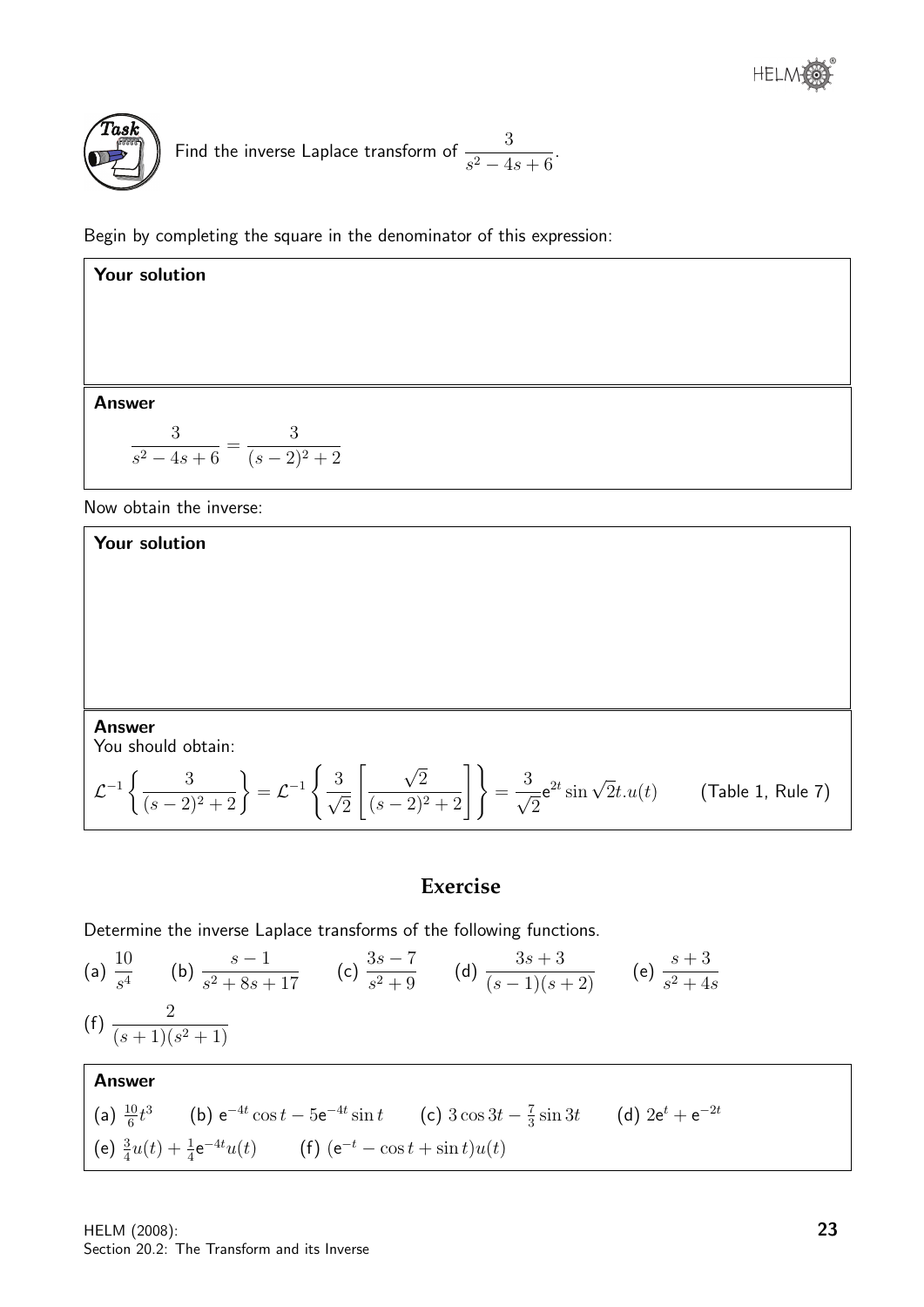**Task**

Find the inverse Laplace transform of $\dfrac{3}{s^2 - 4s + 6}$.

Begin by completing the square in the denominator of this expression:

**Your solution**

**Answer**

$$\frac{3}{s^2 - 4s + 6} = \frac{3}{(s-2)^2 + 2}$$

Now obtain the inverse:

**Your solution**

**Answer**

You should obtain:

$$\mathcal{L}^{-1}\left\{\frac{3}{(s-2)^2 + 2}\right\} = \mathcal{L}^{-1}\left\{\frac{3}{\sqrt{2}}\left[\frac{\sqrt{2}}{(s-2)^2 + 2}\right]\right\} = \frac{3}{\sqrt{2}}\mathrm{e}^{2t}\sin\sqrt{2}t.u(t) \qquad \text{(Table 1, Rule 7)}$$

## Exercise

Determine the inverse Laplace transforms of the following functions.

(a) $\dfrac{10}{s^4}$ (b) $\dfrac{s-1}{s^2 + 8s + 17}$ (c) $\dfrac{3s - 7}{s^2 + 9}$ (d) $\dfrac{3s + 3}{(s-1)(s+2)}$ (e) $\dfrac{s+3}{s^2 + 4s}$

(f) $\dfrac{2}{(s+1)(s^2+1)}$

**Answer**

(a) $\frac{10}{6}t^3$ (b) $\mathrm{e}^{-4t}\cos t - 5\mathrm{e}^{-4t}\sin t$ (c) $3\cos 3t - \frac{7}{3}\sin 3t$ (d) $2\mathrm{e}^{t} + \mathrm{e}^{-2t}$

(e) $\frac{3}{4}u(t) + \frac{1}{4}\mathrm{e}^{-4t}u(t)$ (f) $(\mathrm{e}^{-t} - \cos t + \sin t)u(t)$